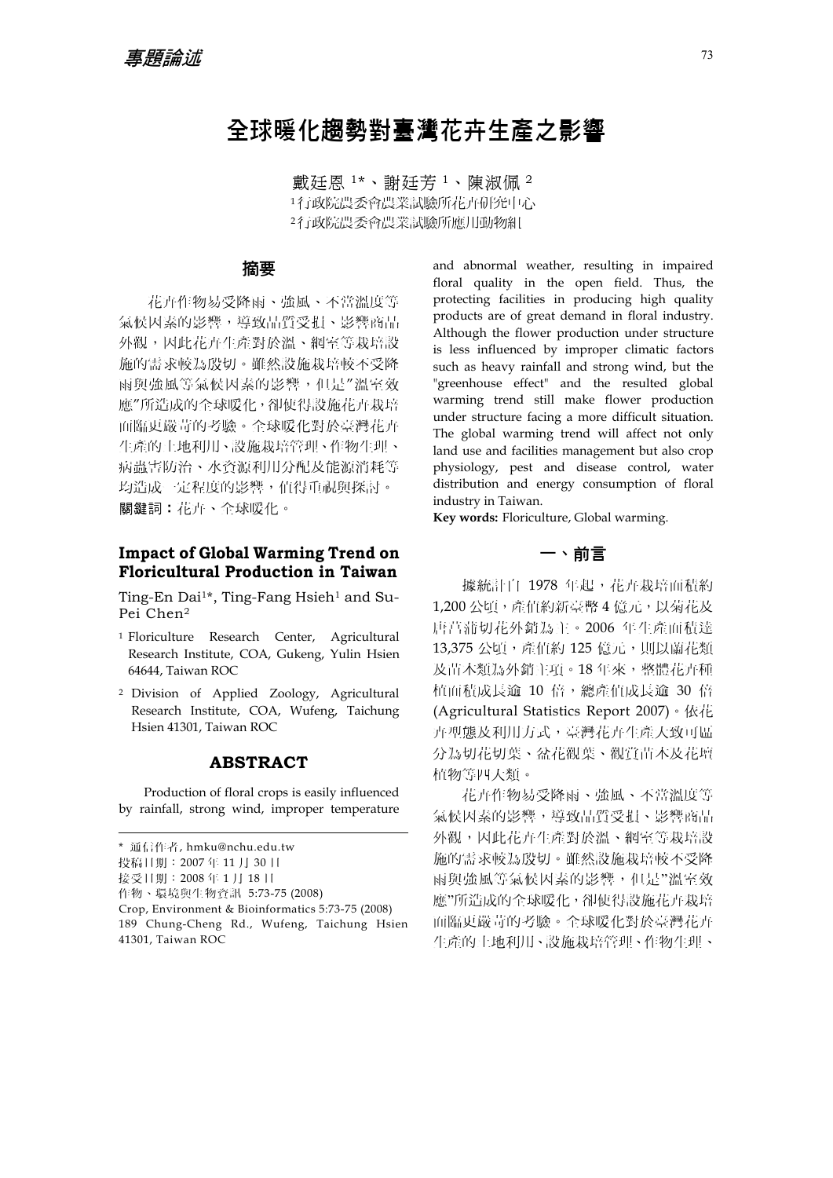# 全球暖化趨勢對臺灣花卉生產之影響

戴廷恩 [1]*、謝廷芳 [1]、陳淑佩 [2]

[1]行政院農委會農業試驗所花卉研究中心

[2]行政院農委會農業試驗所應用動物組

## 摘要

花卉作物易受降雨、強風、不當溫度等氣候因素的影響，導致品質受損、影響商品外觀，因此花卉生產對於溫、網室等栽培設施的需求較為殷切。雖然設施栽培較不受降雨與強風等氣候因素的影響，但是"溫室效應"所造成的全球暖化，卻使得設施花卉栽培面臨更嚴苛的考驗。全球暖化對於臺灣花卉生產的土地利用、設施栽培管理、作物生理、病蟲害防治、水資源利用分配及能源消耗等均造成一定程度的影響，值得重視與探討。

**關鍵詞：**花卉、全球暖化。

## Impact of Global Warming Trend on Floricultural Production in Taiwan

Ting-En Dai[1]*, Ting-Fang Hsieh[1] and Su-Pei Chen[2]

[1] Floriculture Research Center, Agricultural Research Institute, COA, Gukeng, Yulin Hsien 64644, Taiwan ROC

[2] Division of Applied Zoology, Agricultural Research Institute, COA, Wufeng, Taichung Hsien 41301, Taiwan ROC

## ABSTRACT

Production of floral crops is easily influenced by rainfall, strong wind, improper temperature and abnormal weather, resulting in impaired floral quality in the open field. Thus, the protecting facilities in producing high quality products are of great demand in floral industry. Although the flower production under structure is less influenced by improper climatic factors such as heavy rainfall and strong wind, but the "greenhouse effect" and the resulted global warming trend still make flower production under structure facing a more difficult situation. The global warming trend will affect not only land use and facilities management but also crop physiology, pest and disease control, water distribution and energy consumption of floral industry in Taiwan.

**Key words:** Floriculture, Global warming.

\* 通信作者, hmku@nchu.edu.tw

投稿日期：2007 年 11 月 30 日

接受日期：2008 年 1 月 18 日

作物、環境與生物資訊 5:73-75 (2008)

Crop, Environment & Bioinformatics 5:73-75 (2008)

189 Chung-Cheng Rd., Wufeng, Taichung Hsien 41301, Taiwan ROC

## 一、前言

據統計自 1978 年起，花卉栽培面積約 1,200 公頃，產值約新臺幣 4 億元，以菊花及唐菖蒲切花外銷為主。2006 年生產面積達 13,375 公頃，產值約 125 億元，則以蘭花類及苗木類為外銷主項。18 年來，整體花卉種植面積成長逾 10 倍，總產值成長逾 30 倍 (Agricultural Statistics Report 2007)。依花卉型態及利用方式，臺灣花卉生產大致可區分為切花切葉、盆花觀葉、觀賞苗木及花壇植物等四大類。

花卉作物易受降雨、強風、不當溫度等氣候因素的影響，導致品質受損、影響商品外觀，因此花卉生產對於溫、網室等栽培設施的需求較為殷切。雖然設施栽培較不受降雨與強風等氣候因素的影響，但是"溫室效應"所造成的全球暖化，卻使得設施花卉栽培面臨更嚴苛的考驗。全球暖化對於臺灣花卉生產的土地利用、設施栽培管理、作物生理、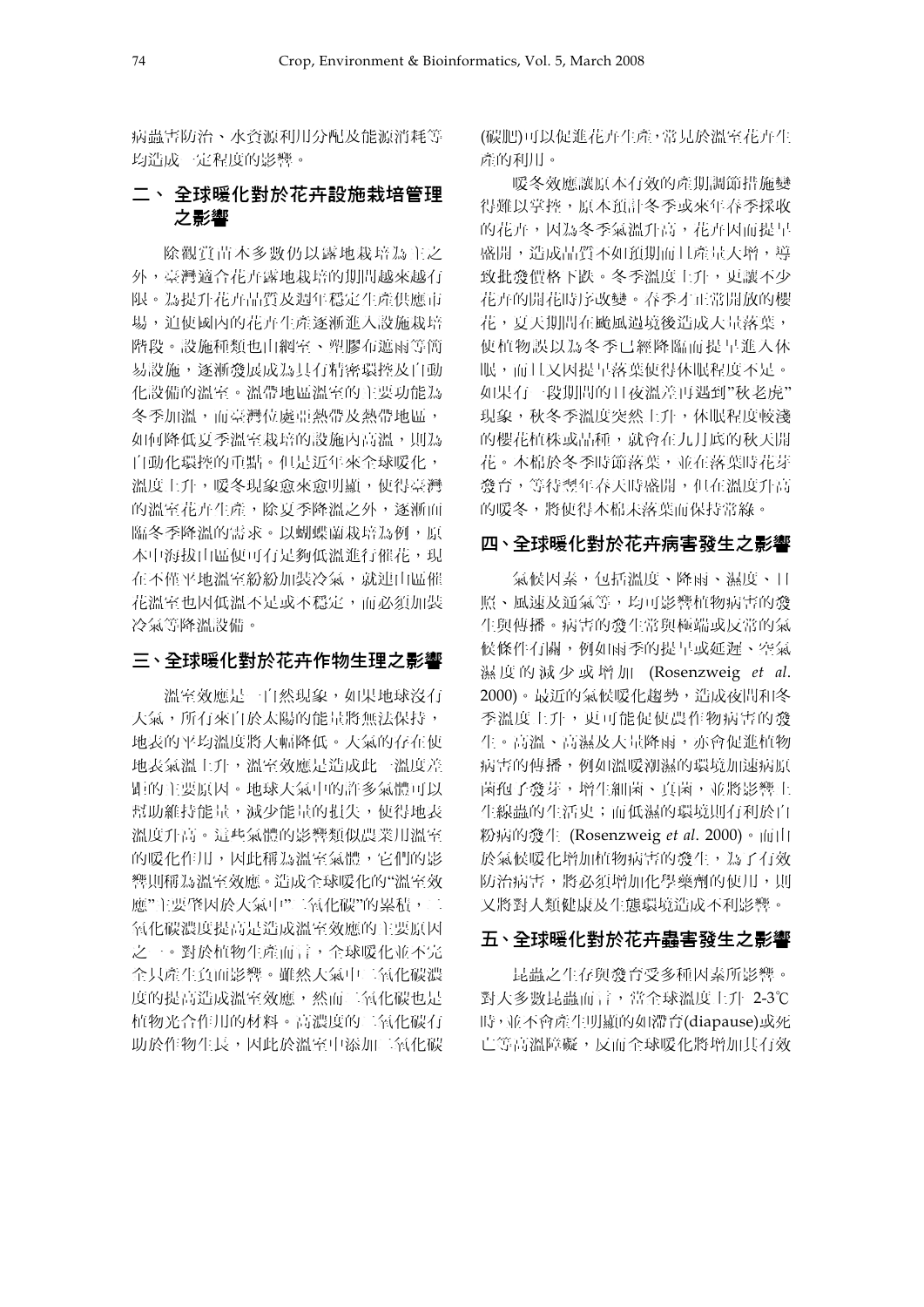病蟲害防治、水資源利用分配及能源消耗等均造成一定程度的影響。

## 二、全球暖化對於花卉設施栽培管理之影響

除觀賞苗木多數仍以露地栽培為主之外，臺灣適合花卉露地栽培的期間越來越有限。為提升花卉品質及週年穩定生產供應市場，迫使國內的花卉生產逐漸進入設施栽培階段。設施種類也由網室、塑膠布遮雨等簡易設施，逐漸發展成為具有精密環控及自動化設備的溫室。溫帶地區溫室的主要功能為冬季加溫，而臺灣位處亞熱帶及熱帶地區，如何降低夏季溫室栽培的設施內高溫，則為自動化環控的重點。但是近年來全球暖化，溫度上升，暖冬現象愈來愈明顯，使得臺灣的溫室花卉生產，除夏季降溫之外，逐漸面臨冬季降溫的需求。以蝴蝶蘭栽培為例，原本中海拔山區便可有足夠低溫進行催花，現在不僅平地溫室紛紛加裝冷氣，就連山區催花溫室也因低溫不足或不穩定，而必須加裝冷氣等降溫設備。

## 三、全球暖化對於花卉作物生理之影響

溫室效應是一自然現象，如果地球沒有大氣，所有來自於太陽的能量將無法保持，地表的平均溫度將大幅降低。大氣的存在使地表氣溫上升，溫室效應是造成此一溫度差距的主要原因。地球大氣中的許多氣體可以幫助維持能量，減少能量的損失，使得地表溫度升高。這些氣體的影響類似農業用溫室的暖化作用，因此稱為溫室氣體，它們的影響則稱為溫室效應。造成全球暖化的"溫室效應"主要肇因於大氣中"二氧化碳"的累積，二氧化碳濃度提高是造成溫室效應的主要原因之一。對於植物生產而言，全球暖化並不完全只產生負面影響。雖然大氣中二氧化碳濃度的提高造成溫室效應，然而二氧化碳也是植物光合作用的材料。高濃度的二氧化碳有助於作物生長，因此於溫室中添加二氧化碳(碳肥)可以促進花卉生產，常見於溫室花卉生產的利用。

暖冬效應讓原本有效的產期調節措施變得難以掌控，原本預計冬季或來年春季採收的花卉，因為冬季氣溫升高，花卉因而提早盛開，造成品質不如預期而且產量大增，導致批發價格下跌。冬季溫度上升，更讓不少花卉的開花時序改變。春季才正常開放的櫻花，夏天期間在颱風過境後造成大量落葉，使植物誤以為冬季已經降臨而提早進入休眠，而且又因提早落葉使得休眠程度不足。如果有一段期間的日夜溫差再遇到"秋老虎"現象，秋冬季溫度突然上升，休眠程度較淺的櫻花植株或品種，就會在九月底的秋天開花。木棉於冬季時節落葉，並在落葉時花芽發育，等待翌年春天時盛開，但在溫度升高的暖冬，將使得木棉未落葉而保持常綠。

## 四、全球暖化對於花卉病害發生之影響

氣候因素，包括溫度、降雨、濕度、日照、風速及通氣等，均可影響植物病害的發生與傳播。病害的發生常與極端或反常的氣候條件有關，例如雨季的提早或延遲、空氣濕度的減少或增加 (Rosenzweig *et al*. 2000)。最近的氣候暖化趨勢，造成夜間和冬季溫度上升，更可能促使農作物病害的發生。高溫、高濕及大量降雨，亦會促進植物病害的傳播，例如溫暖潮濕的環境加速病原菌孢子發芽，增生細菌、真菌，並將影響土生線蟲的生活史；而低濕的環境則有利於白粉病的發生 (Rosenzweig *et al*. 2000)。而由於氣候暖化增加植物病害的發生，為了有效防治病害，將必須增加化學藥劑的使用，則又將對人類健康及生態環境造成不利影響。

## 五、全球暖化對於花卉蟲害發生之影響

昆蟲之生存與發育受多種因素所影響。對大多數昆蟲而言，當全球溫度上升 2-3℃時，並不會產生明顯的如滯育(diapause)或死亡等高溫障礙，反而全球暖化將增加其有效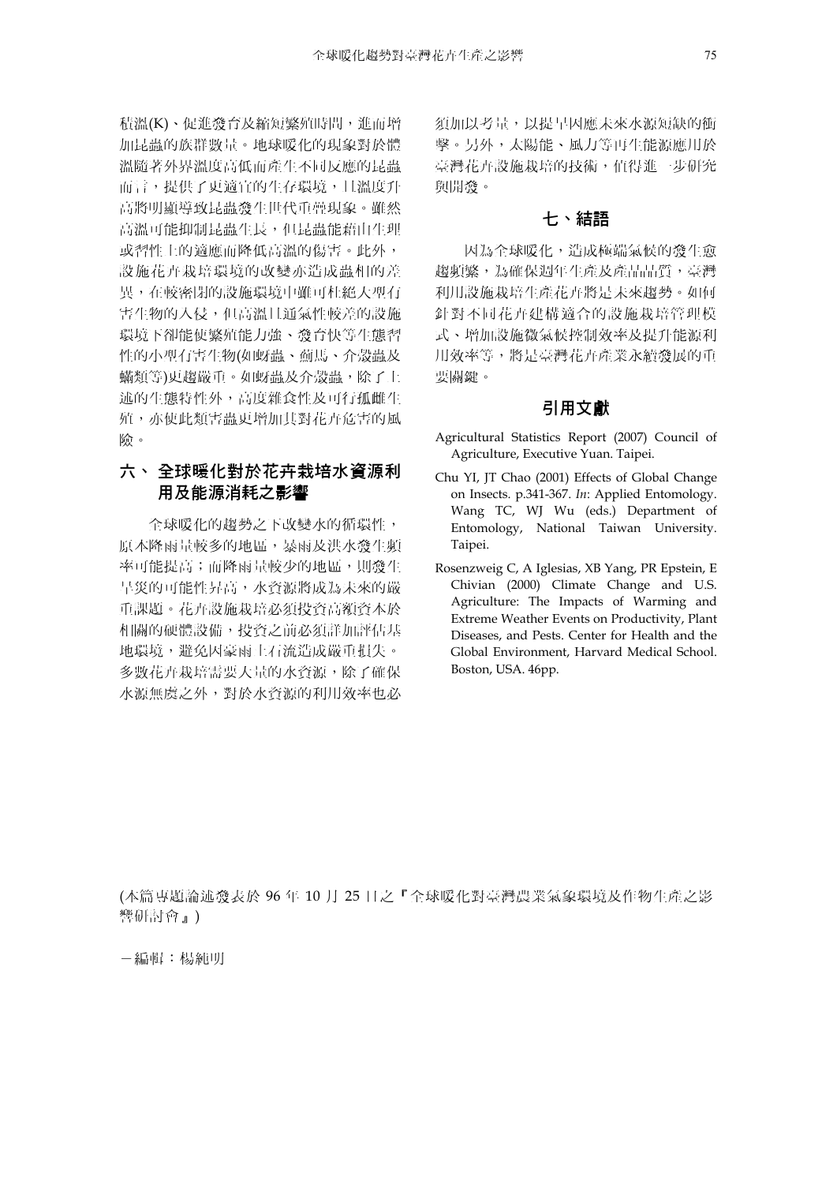積溫(K)、促進發育及縮短繁殖時間，進而增加昆蟲的族群數量。地球暖化的現象對於體溫隨著外界溫度高低而產生不同反應的昆蟲而言，提供了更適宜的生存環境，且溫度升高將明顯導致昆蟲發生世代重疊現象。雖然高溫可能抑制昆蟲生長，但昆蟲能藉由生理或習性上的適應而降低高溫的傷害。此外，設施花卉栽培環境的改變亦造成蟲相的差異，在較密閉的設施環境中雖可杜絕大型有害生物的入侵，但高溫且通氣性較差的設施環境下卻能使繁殖能力強、發育快等生態習性的小型有害生物(如蚜蟲、薊馬、介殼蟲及蟎類等)更趨嚴重。如蚜蟲及介殼蟲，除了上述的生態特性外，高度雜食性及可行孤雌生殖，亦使此類害蟲更增加其對花卉危害的風險。

## 六、全球暖化對於花卉栽培水資源利用及能源消耗之影響

全球暖化的趨勢之下改變水的循環性，原本降雨量較多的地區，暴雨及洪水發生頻率可能提高；而降雨量較少的地區，則發生旱災的可能性昇高，水資源將成為未來的嚴重課題。花卉設施栽培必須投資高額資本於相關的硬體設備，投資之前必須詳加評估基地環境，避免因豪雨土石流造成嚴重損失。多數花卉栽培需要大量的水資源，除了確保水源無虞之外，對於水資源的利用效率也必須加以考量，以提早因應未來水源短缺的衝擊。另外，太陽能、風力等再生能源應用於臺灣花卉設施栽培的技術，值得進一步研究與開發。

## 七、結語

因為全球暖化，造成極端氣候的發生愈趨頻繁，為確保週年生產及產品品質，臺灣利用設施栽培生產花卉將是未來趨勢。如何針對不同花卉建構適合的設施栽培管理模式、增加設施微氣候控制效率及提升能源利用效率等，將是臺灣花卉產業永續發展的重要關鍵。

## 引用文獻

Agricultural Statistics Report (2007) Council of Agriculture, Executive Yuan. Taipei.

Chu YI, JT Chao (2001) Effects of Global Change on Insects. p.341-367. *In*: Applied Entomology. Wang TC, WJ Wu (eds.) Department of Entomology, National Taiwan University. Taipei.

Rosenzweig C, A Iglesias, XB Yang, PR Epstein, E Chivian (2000) Climate Change and U.S. Agriculture: The Impacts of Warming and Extreme Weather Events on Productivity, Plant Diseases, and Pests. Center for Health and the Global Environment, Harvard Medical School. Boston, USA. 46pp.

(本篇專題論述發表於 96 年 10 月 25 日之『全球暖化對臺灣農業氣象環境及作物生產之影響研討會』)

－編輯：楊純明